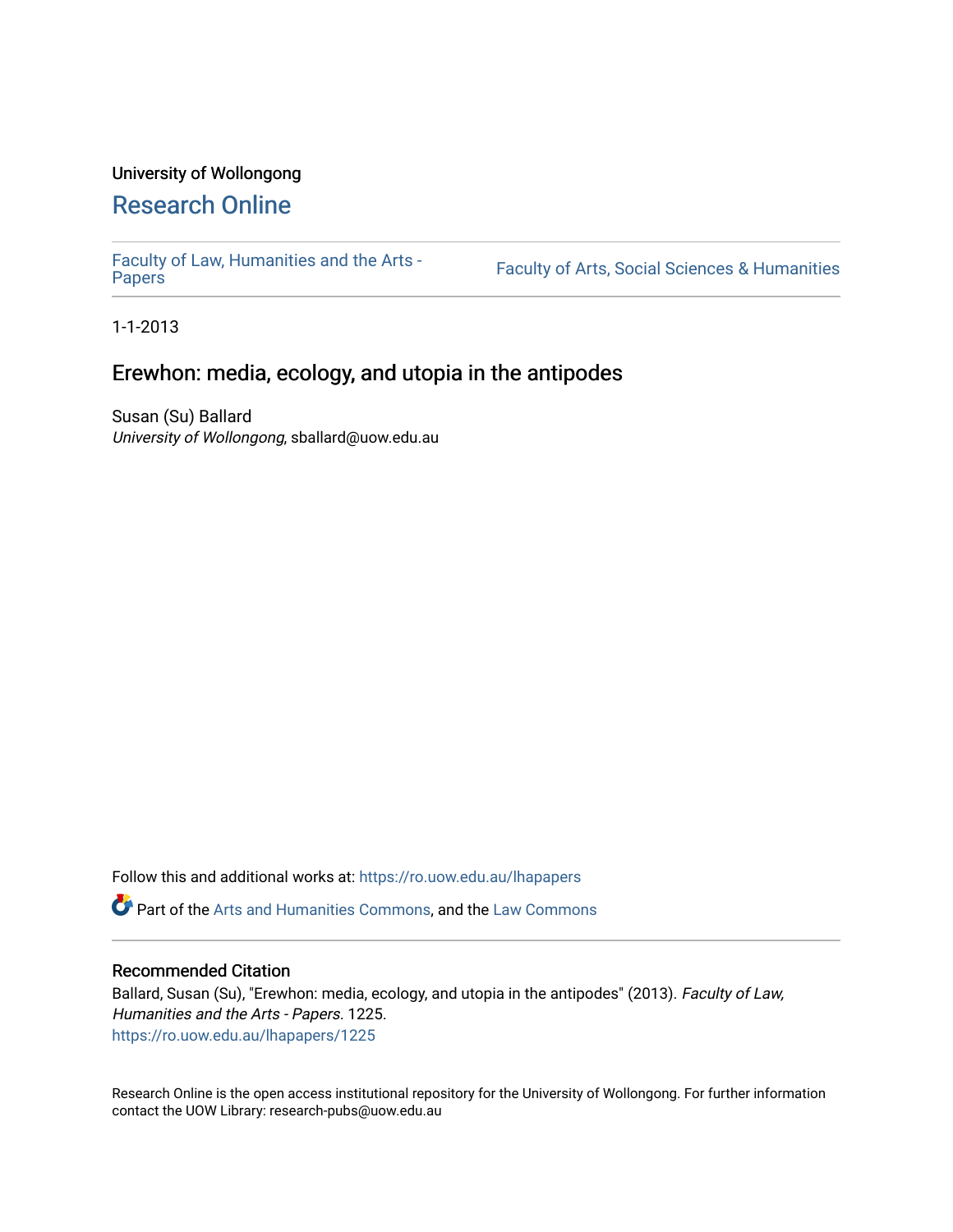University of Wollongong

# Research Online

Faculty of Law, Humanities and the Arts - Papers | Faculty of Arts, Social Sciences & Humanities

1-1-2013

## Erewhon: media, ecology, and utopia in the antipodes

Susan (Su) Ballard
*University of Wollongong*, sballard@uow.edu.au

Follow this and additional works at: https://ro.uow.edu.au/lhapapers

Part of the Arts and Humanities Commons, and the Law Commons

### Recommended Citation

Ballard, Susan (Su), "Erewhon: media, ecology, and utopia in the antipodes" (2013). *Faculty of Law, Humanities and the Arts - Papers*. 1225.
https://ro.uow.edu.au/lhapapers/1225

Research Online is the open access institutional repository for the University of Wollongong. For further information contact the UOW Library: research-pubs@uow.edu.au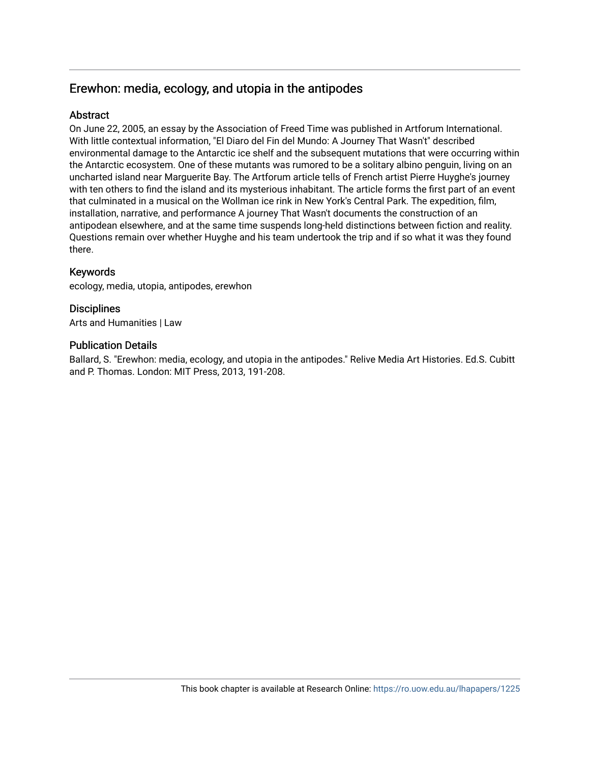## Erewhon: media, ecology, and utopia in the antipodes

### Abstract

On June 22, 2005, an essay by the Association of Freed Time was published in Artforum International. With little contextual information, "El Diaro del Fin del Mundo: A Journey That Wasn't" described environmental damage to the Antarctic ice shelf and the subsequent mutations that were occurring within the Antarctic ecosystem. One of these mutants was rumored to be a solitary albino penguin, living on an uncharted island near Marguerite Bay. The Artforum article tells of French artist Pierre Huyghe's journey with ten others to find the island and its mysterious inhabitant. The article forms the first part of an event that culminated in a musical on the Wollman ice rink in New York's Central Park. The expedition, film, installation, narrative, and performance A journey That Wasn't documents the construction of an antipodean elsewhere, and at the same time suspends long-held distinctions between fiction and reality. Questions remain over whether Huyghe and his team undertook the trip and if so what it was they found there.

### Keywords

ecology, media, utopia, antipodes, erewhon

### Disciplines

Arts and Humanities | Law

### Publication Details

Ballard, S. "Erewhon: media, ecology, and utopia in the antipodes." Relive Media Art Histories. Ed.S. Cubitt and P. Thomas. London: MIT Press, 2013, 191-208.

This book chapter is available at Research Online: https://ro.uow.edu.au/lhapapers/1225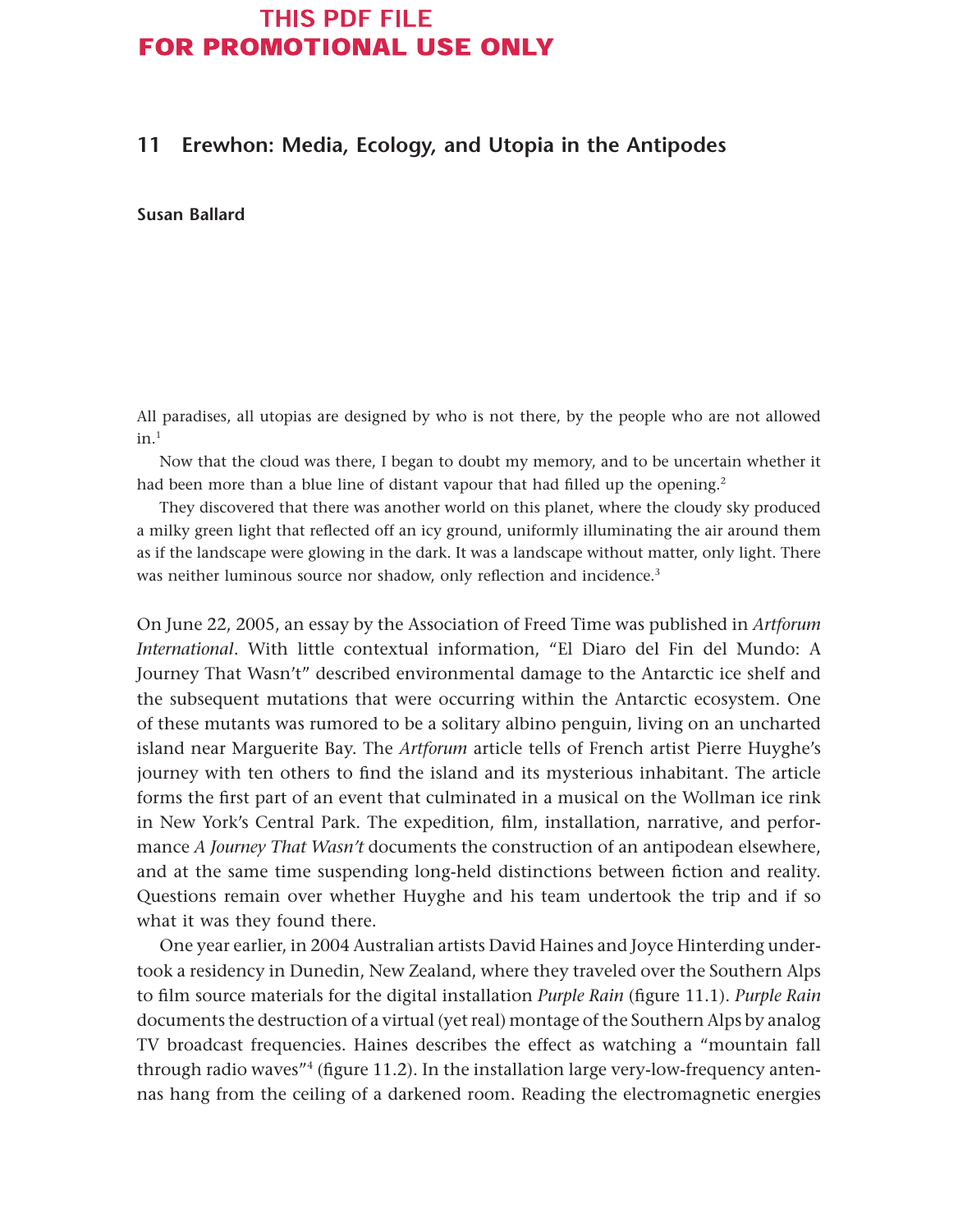THIS PDF FILE
FOR PROMOTIONAL USE ONLY

# 11 Erewhon: Media, Ecology, and Utopia in the Antipodes

**Susan Ballard**

All paradises, all utopias are designed by who is not there, by the people who are not allowed in.[1]

Now that the cloud was there, I began to doubt my memory, and to be uncertain whether it had been more than a blue line of distant vapour that had filled up the opening.[2]

They discovered that there was another world on this planet, where the cloudy sky produced a milky green light that reflected off an icy ground, uniformly illuminating the air around them as if the landscape were glowing in the dark. It was a landscape without matter, only light. There was neither luminous source nor shadow, only reflection and incidence.[3]

On June 22, 2005, an essay by the Association of Freed Time was published in *Artforum International*. With little contextual information, "El Diaro del Fin del Mundo: A Journey That Wasn't" described environmental damage to the Antarctic ice shelf and the subsequent mutations that were occurring within the Antarctic ecosystem. One of these mutants was rumored to be a solitary albino penguin, living on an uncharted island near Marguerite Bay. The *Artforum* article tells of French artist Pierre Huyghe's journey with ten others to find the island and its mysterious inhabitant. The article forms the first part of an event that culminated in a musical on the Wollman ice rink in New York's Central Park. The expedition, film, installation, narrative, and performance *A Journey That Wasn't* documents the construction of an antipodean elsewhere, and at the same time suspending long-held distinctions between fiction and reality. Questions remain over whether Huyghe and his team undertook the trip and if so what it was they found there.

One year earlier, in 2004 Australian artists David Haines and Joyce Hinterding undertook a residency in Dunedin, New Zealand, where they traveled over the Southern Alps to film source materials for the digital installation *Purple Rain* (figure 11.1). *Purple Rain* documents the destruction of a virtual (yet real) montage of the Southern Alps by analog TV broadcast frequencies. Haines describes the effect as watching a "mountain fall through radio waves"[4] (figure 11.2). In the installation large very-low-frequency antennas hang from the ceiling of a darkened room. Reading the electromagnetic energies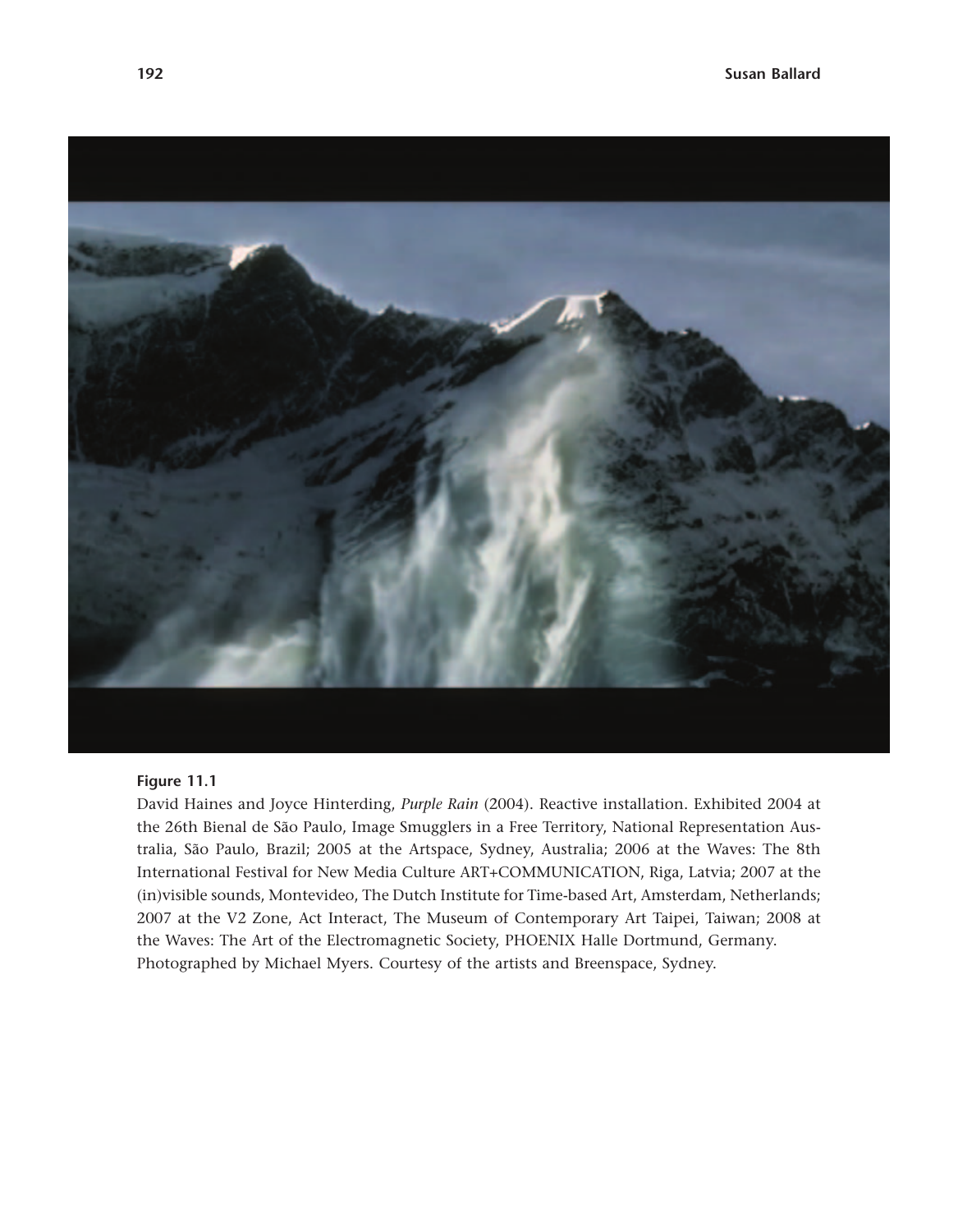**Figure 11.1**

David Haines and Joyce Hinterding, *Purple Rain* (2004). Reactive installation. Exhibited 2004 at the 26th Bienal de São Paulo, Image Smugglers in a Free Territory, National Representation Australia, São Paulo, Brazil; 2005 at the Artspace, Sydney, Australia; 2006 at the Waves: The 8th International Festival for New Media Culture ART+COMMUNICATION, Riga, Latvia; 2007 at the (in)visible sounds, Montevideo, The Dutch Institute for Time-based Art, Amsterdam, Netherlands; 2007 at the V2 Zone, Act Interact, The Museum of Contemporary Art Taipei, Taiwan; 2008 at the Waves: The Art of the Electromagnetic Society, PHOENIX Halle Dortmund, Germany. Photographed by Michael Myers. Courtesy of the artists and Breenspace, Sydney.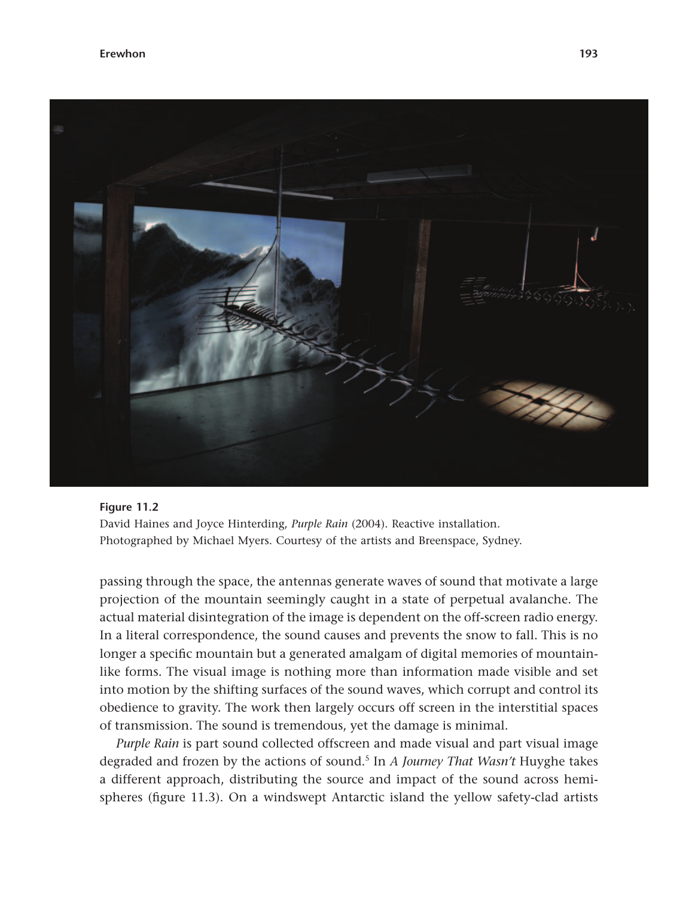**Figure 11.2**
David Haines and Joyce Hinterding, *Purple Rain* (2004). Reactive installation. Photographed by Michael Myers. Courtesy of the artists and Breenspace, Sydney.

passing through the space, the antennas generate waves of sound that motivate a large projection of the mountain seemingly caught in a state of perpetual avalanche. The actual material disintegration of the image is dependent on the off-screen radio energy. In a literal correspondence, the sound causes and prevents the snow to fall. This is no longer a specific mountain but a generated amalgam of digital memories of mountain-like forms. The visual image is nothing more than information made visible and set into motion by the shifting surfaces of the sound waves, which corrupt and control its obedience to gravity. The work then largely occurs off screen in the interstitial spaces of transmission. The sound is tremendous, yet the damage is minimal.

*Purple Rain* is part sound collected offscreen and made visual and part visual image degraded and frozen by the actions of sound.[5] In *A Journey That Wasn't* Huyghe takes a different approach, distributing the source and impact of the sound across hemispheres (figure 11.3). On a windswept Antarctic island the yellow safety-clad artists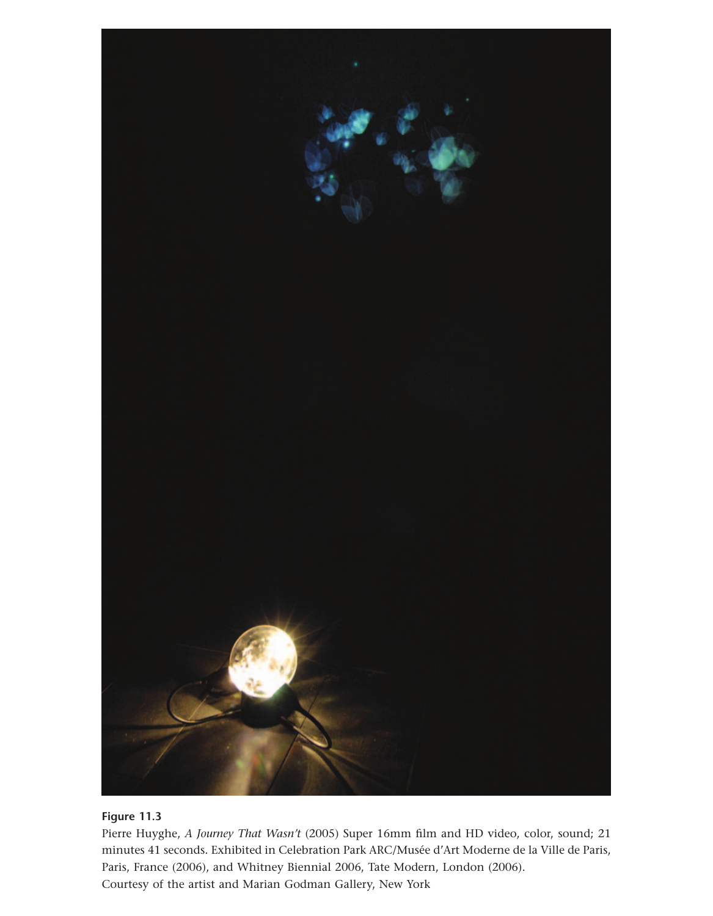**Figure 11.3**

Pierre Huyghe, *A Journey That Wasn't* (2005) Super 16mm film and HD video, color, sound; 21 minutes 41 seconds. Exhibited in Celebration Park ARC/Musée d'Art Moderne de la Ville de Paris, Paris, France (2006), and Whitney Biennial 2006, Tate Modern, London (2006).
Courtesy of the artist and Marian Godman Gallery, New York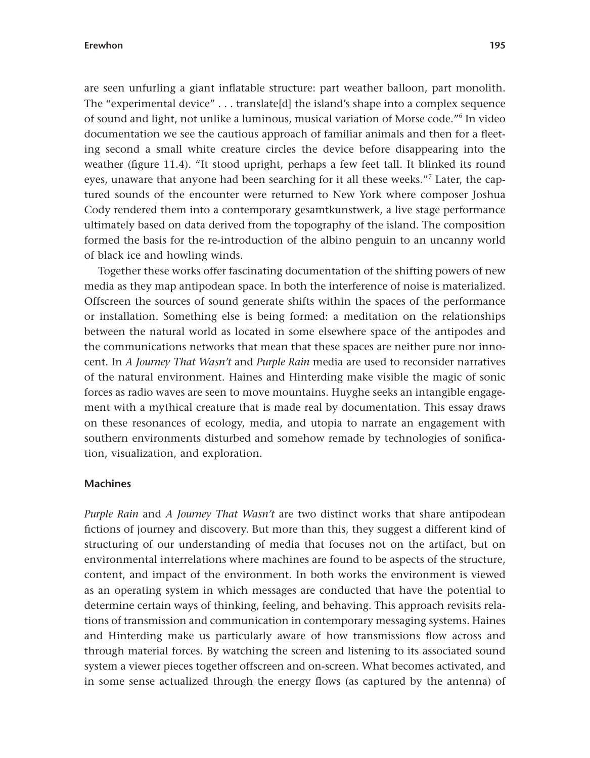are seen unfurling a giant inflatable structure: part weather balloon, part monolith. The "experimental device" . . . translate[d] the island's shape into a complex sequence of sound and light, not unlike a luminous, musical variation of Morse code."[6] In video documentation we see the cautious approach of familiar animals and then for a fleeting second a small white creature circles the device before disappearing into the weather (figure 11.4). "It stood upright, perhaps a few feet tall. It blinked its round eyes, unaware that anyone had been searching for it all these weeks."[7] Later, the captured sounds of the encounter were returned to New York where composer Joshua Cody rendered them into a contemporary gesamtkunstwerk, a live stage performance ultimately based on data derived from the topography of the island. The composition formed the basis for the re-introduction of the albino penguin to an uncanny world of black ice and howling winds.

Together these works offer fascinating documentation of the shifting powers of new media as they map antipodean space. In both the interference of noise is materialized. Offscreen the sources of sound generate shifts within the spaces of the performance or installation. Something else is being formed: a meditation on the relationships between the natural world as located in some elsewhere space of the antipodes and the communications networks that mean that these spaces are neither pure nor innocent. In *A Journey That Wasn't* and *Purple Rain* media are used to reconsider narratives of the natural environment. Haines and Hinterding make visible the magic of sonic forces as radio waves are seen to move mountains. Huyghe seeks an intangible engagement with a mythical creature that is made real by documentation. This essay draws on these resonances of ecology, media, and utopia to narrate an engagement with southern environments disturbed and somehow remade by technologies of sonification, visualization, and exploration.

## Machines

*Purple Rain* and *A Journey That Wasn't* are two distinct works that share antipodean fictions of journey and discovery. But more than this, they suggest a different kind of structuring of our understanding of media that focuses not on the artifact, but on environmental interrelations where machines are found to be aspects of the structure, content, and impact of the environment. In both works the environment is viewed as an operating system in which messages are conducted that have the potential to determine certain ways of thinking, feeling, and behaving. This approach revisits relations of transmission and communication in contemporary messaging systems. Haines and Hinterding make us particularly aware of how transmissions flow across and through material forces. By watching the screen and listening to its associated sound system a viewer pieces together offscreen and on-screen. What becomes activated, and in some sense actualized through the energy flows (as captured by the antenna) of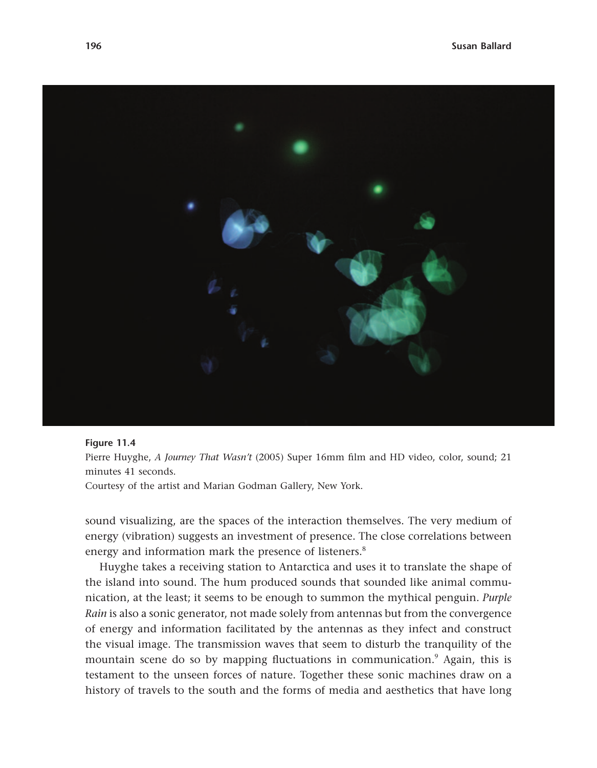**Figure 11.4**

Pierre Huyghe, *A Journey That Wasn't* (2005) Super 16mm film and HD video, color, sound; 21 minutes 41 seconds.

Courtesy of the artist and Marian Godman Gallery, New York.

sound visualizing, are the spaces of the interaction themselves. The very medium of energy (vibration) suggests an investment of presence. The close correlations between energy and information mark the presence of listeners.[8]

Huyghe takes a receiving station to Antarctica and uses it to translate the shape of the island into sound. The hum produced sounds that sounded like animal communication, at the least; it seems to be enough to summon the mythical penguin. *Purple Rain* is also a sonic generator, not made solely from antennas but from the convergence of energy and information facilitated by the antennas as they infect and construct the visual image. The transmission waves that seem to disturb the tranquility of the mountain scene do so by mapping fluctuations in communication.[9] Again, this is testament to the unseen forces of nature. Together these sonic machines draw on a history of travels to the south and the forms of media and aesthetics that have long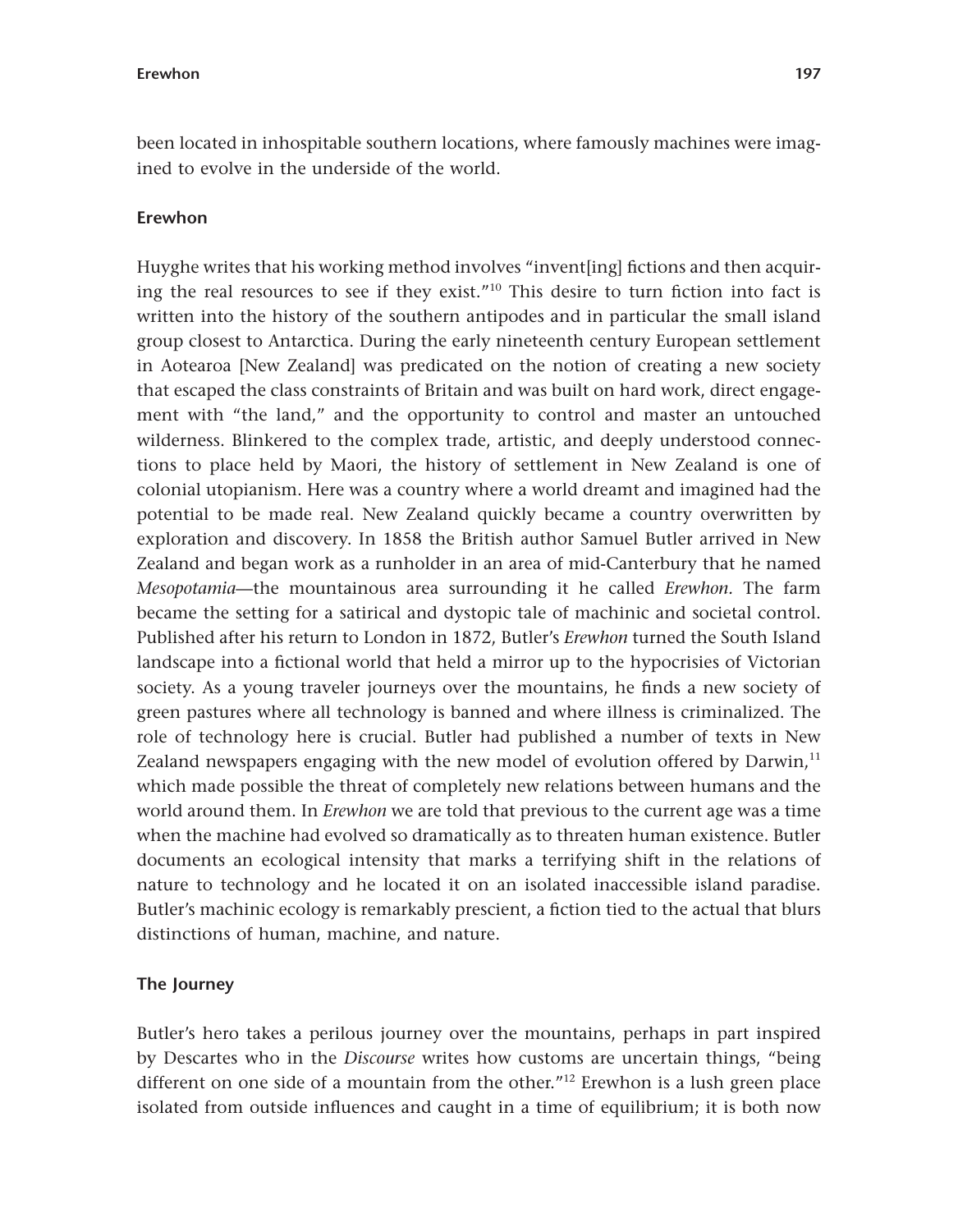been located in inhospitable southern locations, where famously machines were imagined to evolve in the underside of the world.

## Erewhon

Huyghe writes that his working method involves "invent[ing] fictions and then acquiring the real resources to see if they exist."[10] This desire to turn fiction into fact is written into the history of the southern antipodes and in particular the small island group closest to Antarctica. During the early nineteenth century European settlement in Aotearoa [New Zealand] was predicated on the notion of creating a new society that escaped the class constraints of Britain and was built on hard work, direct engagement with "the land," and the opportunity to control and master an untouched wilderness. Blinkered to the complex trade, artistic, and deeply understood connections to place held by Maori, the history of settlement in New Zealand is one of colonial utopianism. Here was a country where a world dreamt and imagined had the potential to be made real. New Zealand quickly became a country overwritten by exploration and discovery. In 1858 the British author Samuel Butler arrived in New Zealand and began work as a runholder in an area of mid-Canterbury that he named *Mesopotamia*—the mountainous area surrounding it he called *Erewhon.* The farm became the setting for a satirical and dystopic tale of machinic and societal control. Published after his return to London in 1872, Butler's *Erewhon* turned the South Island landscape into a fictional world that held a mirror up to the hypocrisies of Victorian society. As a young traveler journeys over the mountains, he finds a new society of green pastures where all technology is banned and where illness is criminalized. The role of technology here is crucial. Butler had published a number of texts in New Zealand newspapers engaging with the new model of evolution offered by Darwin,[11] which made possible the threat of completely new relations between humans and the world around them. In *Erewhon* we are told that previous to the current age was a time when the machine had evolved so dramatically as to threaten human existence. Butler documents an ecological intensity that marks a terrifying shift in the relations of nature to technology and he located it on an isolated inaccessible island paradise. Butler's machinic ecology is remarkably prescient, a fiction tied to the actual that blurs distinctions of human, machine, and nature.

## The Journey

Butler's hero takes a perilous journey over the mountains, perhaps in part inspired by Descartes who in the *Discourse* writes how customs are uncertain things, "being different on one side of a mountain from the other."[12] Erewhon is a lush green place isolated from outside influences and caught in a time of equilibrium; it is both now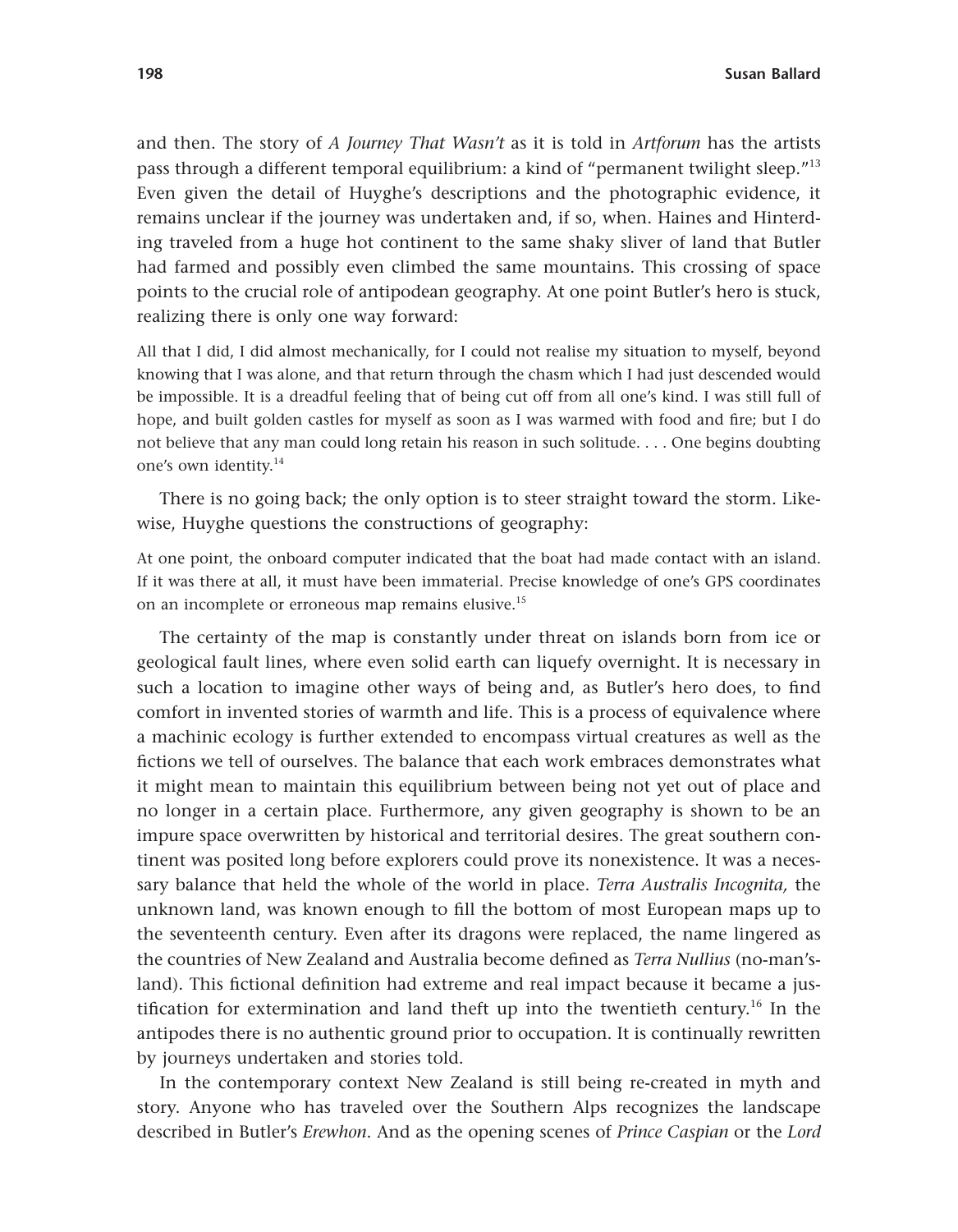and then. The story of *A Journey That Wasn't* as it is told in *Artforum* has the artists pass through a different temporal equilibrium: a kind of "permanent twilight sleep."[13] Even given the detail of Huyghe's descriptions and the photographic evidence, it remains unclear if the journey was undertaken and, if so, when. Haines and Hinterding traveled from a huge hot continent to the same shaky sliver of land that Butler had farmed and possibly even climbed the same mountains. This crossing of space points to the crucial role of antipodean geography. At one point Butler's hero is stuck, realizing there is only one way forward:

> All that I did, I did almost mechanically, for I could not realise my situation to myself, beyond knowing that I was alone, and that return through the chasm which I had just descended would be impossible. It is a dreadful feeling that of being cut off from all one's kind. I was still full of hope, and built golden castles for myself as soon as I was warmed with food and fire; but I do not believe that any man could long retain his reason in such solitude. . . . One begins doubting one's own identity.[14]

There is no going back; the only option is to steer straight toward the storm. Likewise, Huyghe questions the constructions of geography:

> At one point, the onboard computer indicated that the boat had made contact with an island. If it was there at all, it must have been immaterial. Precise knowledge of one's GPS coordinates on an incomplete or erroneous map remains elusive.[15]

The certainty of the map is constantly under threat on islands born from ice or geological fault lines, where even solid earth can liquefy overnight. It is necessary in such a location to imagine other ways of being and, as Butler's hero does, to find comfort in invented stories of warmth and life. This is a process of equivalence where a machinic ecology is further extended to encompass virtual creatures as well as the fictions we tell of ourselves. The balance that each work embraces demonstrates what it might mean to maintain this equilibrium between being not yet out of place and no longer in a certain place. Furthermore, any given geography is shown to be an impure space overwritten by historical and territorial desires. The great southern continent was posited long before explorers could prove its nonexistence. It was a necessary balance that held the whole of the world in place. *Terra Australis Incognita,* the unknown land, was known enough to fill the bottom of most European maps up to the seventeenth century. Even after its dragons were replaced, the name lingered as the countries of New Zealand and Australia become defined as *Terra Nullius* (no-man's-land). This fictional definition had extreme and real impact because it became a justification for extermination and land theft up into the twentieth century.[16] In the antipodes there is no authentic ground prior to occupation. It is continually rewritten by journeys undertaken and stories told.

In the contemporary context New Zealand is still being re-created in myth and story. Anyone who has traveled over the Southern Alps recognizes the landscape described in Butler's *Erewhon*. And as the opening scenes of *Prince Caspian* or the *Lord*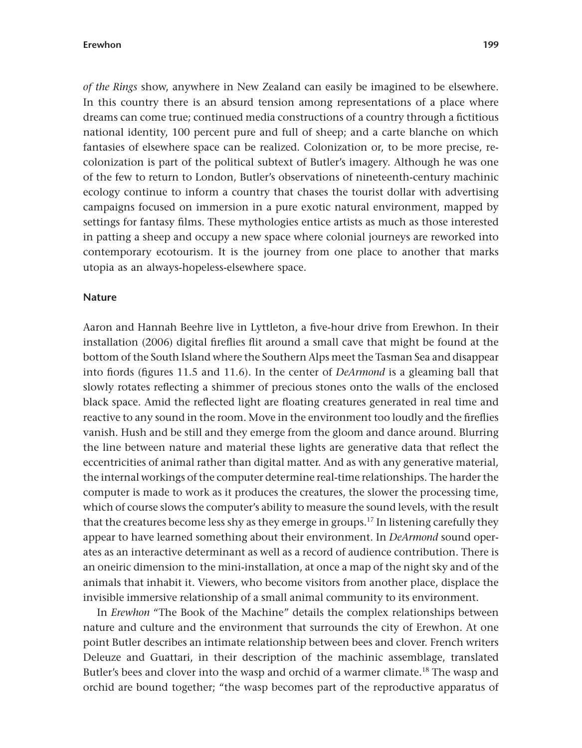*of the Rings* show, anywhere in New Zealand can easily be imagined to be elsewhere. In this country there is an absurd tension among representations of a place where dreams can come true; continued media constructions of a country through a fictitious national identity, 100 percent pure and full of sheep; and a carte blanche on which fantasies of elsewhere space can be realized. Colonization or, to be more precise, re-colonization is part of the political subtext of Butler's imagery. Although he was one of the few to return to London, Butler's observations of nineteenth-century machinic ecology continue to inform a country that chases the tourist dollar with advertising campaigns focused on immersion in a pure exotic natural environment, mapped by settings for fantasy films. These mythologies entice artists as much as those interested in patting a sheep and occupy a new space where colonial journeys are reworked into contemporary ecotourism. It is the journey from one place to another that marks utopia as an always-hopeless-elsewhere space.

## Nature

Aaron and Hannah Beehre live in Lyttleton, a five-hour drive from Erewhon. In their installation (2006) digital fireflies flit around a small cave that might be found at the bottom of the South Island where the Southern Alps meet the Tasman Sea and disappear into fiords (figures 11.5 and 11.6). In the center of *DeArmond* is a gleaming ball that slowly rotates reflecting a shimmer of precious stones onto the walls of the enclosed black space. Amid the reflected light are floating creatures generated in real time and reactive to any sound in the room. Move in the environment too loudly and the fireflies vanish. Hush and be still and they emerge from the gloom and dance around. Blurring the line between nature and material these lights are generative data that reflect the eccentricities of animal rather than digital matter. And as with any generative material, the internal workings of the computer determine real-time relationships. The harder the computer is made to work as it produces the creatures, the slower the processing time, which of course slows the computer's ability to measure the sound levels, with the result that the creatures become less shy as they emerge in groups.[17] In listening carefully they appear to have learned something about their environment. In *DeArmond* sound operates as an interactive determinant as well as a record of audience contribution. There is an oneiric dimension to the mini-installation, at once a map of the night sky and of the animals that inhabit it. Viewers, who become visitors from another place, displace the invisible immersive relationship of a small animal community to its environment.

In *Erewhon* "The Book of the Machine" details the complex relationships between nature and culture and the environment that surrounds the city of Erewhon. At one point Butler describes an intimate relationship between bees and clover. French writers Deleuze and Guattari, in their description of the machinic assemblage, translated Butler's bees and clover into the wasp and orchid of a warmer climate.[18] The wasp and orchid are bound together; "the wasp becomes part of the reproductive apparatus of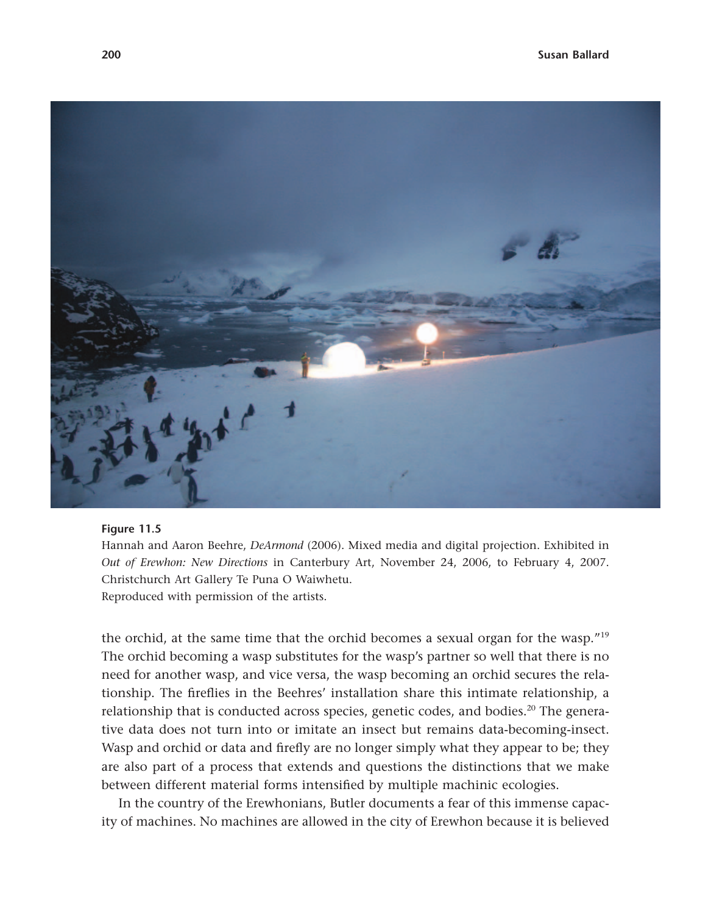**Figure 11.5**

Hannah and Aaron Beehre, *DeArmond* (2006). Mixed media and digital projection. Exhibited in *Out of Erewhon: New Directions* in Canterbury Art, November 24, 2006, to February 4, 2007. Christchurch Art Gallery Te Puna O Waiwhetu.

Reproduced with permission of the artists.

the orchid, at the same time that the orchid becomes a sexual organ for the wasp."[19] The orchid becoming a wasp substitutes for the wasp's partner so well that there is no need for another wasp, and vice versa, the wasp becoming an orchid secures the relationship. The fireflies in the Beehres' installation share this intimate relationship, a relationship that is conducted across species, genetic codes, and bodies.[20] The generative data does not turn into or imitate an insect but remains data-becoming-insect. Wasp and orchid or data and firefly are no longer simply what they appear to be; they are also part of a process that extends and questions the distinctions that we make between different material forms intensified by multiple machinic ecologies.

In the country of the Erewhonians, Butler documents a fear of this immense capacity of machines. No machines are allowed in the city of Erewhon because it is believed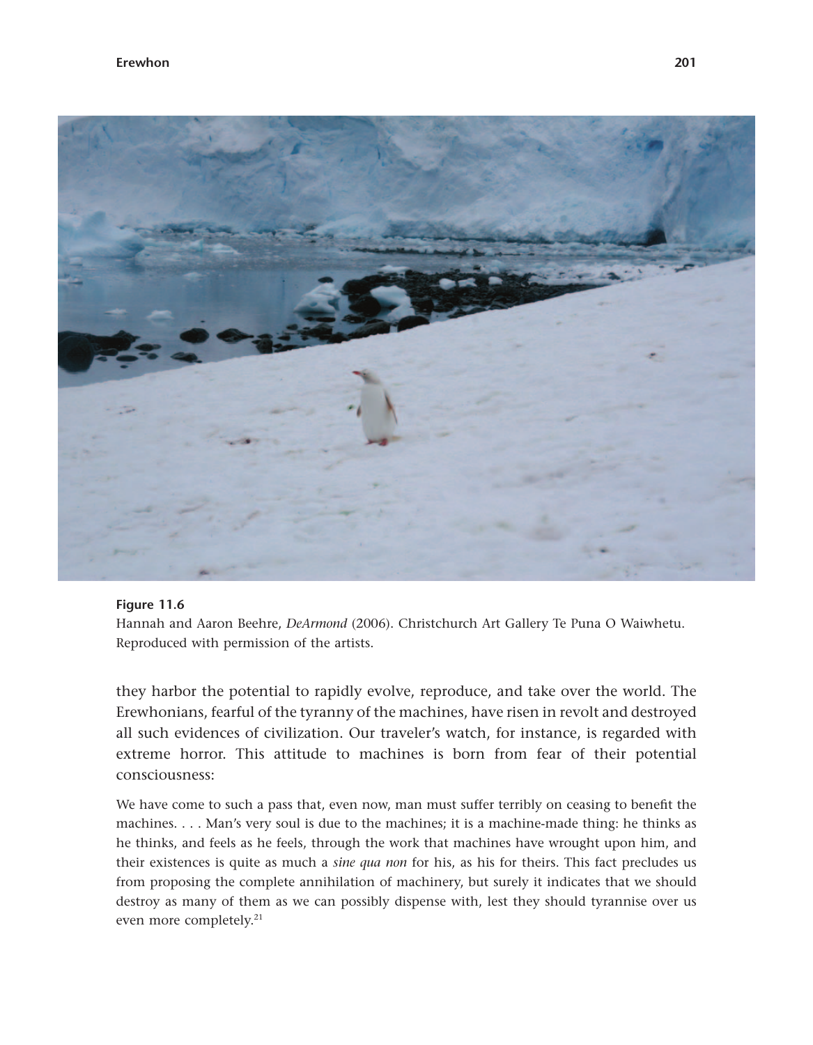**Figure 11.6**
Hannah and Aaron Beehre, *DeArmond* (2006). Christchurch Art Gallery Te Puna O Waiwhetu. Reproduced with permission of the artists.

they harbor the potential to rapidly evolve, reproduce, and take over the world. The Erewhonians, fearful of the tyranny of the machines, have risen in revolt and destroyed all such evidences of civilization. Our traveler's watch, for instance, is regarded with extreme horror. This attitude to machines is born from fear of their potential consciousness:

> We have come to such a pass that, even now, man must suffer terribly on ceasing to benefit the machines. . . . Man's very soul is due to the machines; it is a machine-made thing: he thinks as he thinks, and feels as he feels, through the work that machines have wrought upon him, and their existences is quite as much a *sine qua non* for his, as his for theirs. This fact precludes us from proposing the complete annihilation of machinery, but surely it indicates that we should destroy as many of them as we can possibly dispense with, lest they should tyrannise over us even more completely.[21]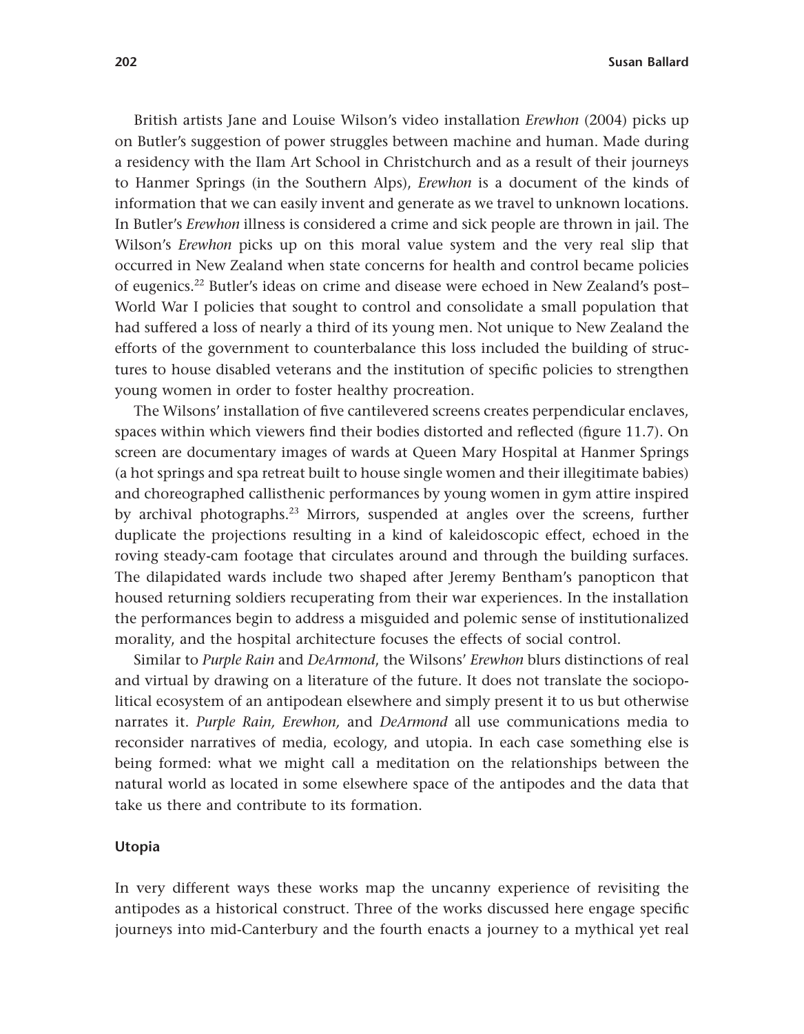British artists Jane and Louise Wilson's video installation *Erewhon* (2004) picks up on Butler's suggestion of power struggles between machine and human. Made during a residency with the Ilam Art School in Christchurch and as a result of their journeys to Hanmer Springs (in the Southern Alps), *Erewhon* is a document of the kinds of information that we can easily invent and generate as we travel to unknown locations. In Butler's *Erewhon* illness is considered a crime and sick people are thrown in jail. The Wilson's *Erewhon* picks up on this moral value system and the very real slip that occurred in New Zealand when state concerns for health and control became policies of eugenics.[22] Butler's ideas on crime and disease were echoed in New Zealand's post–World War I policies that sought to control and consolidate a small population that had suffered a loss of nearly a third of its young men. Not unique to New Zealand the efforts of the government to counterbalance this loss included the building of structures to house disabled veterans and the institution of specific policies to strengthen young women in order to foster healthy procreation.

The Wilsons' installation of five cantilevered screens creates perpendicular enclaves, spaces within which viewers find their bodies distorted and reflected (figure 11.7). On screen are documentary images of wards at Queen Mary Hospital at Hanmer Springs (a hot springs and spa retreat built to house single women and their illegitimate babies) and choreographed callisthenic performances by young women in gym attire inspired by archival photographs.[23] Mirrors, suspended at angles over the screens, further duplicate the projections resulting in a kind of kaleidoscopic effect, echoed in the roving steady-cam footage that circulates around and through the building surfaces. The dilapidated wards include two shaped after Jeremy Bentham's panopticon that housed returning soldiers recuperating from their war experiences. In the installation the performances begin to address a misguided and polemic sense of institutionalized morality, and the hospital architecture focuses the effects of social control.

Similar to *Purple Rain* and *DeArmond*, the Wilsons' *Erewhon* blurs distinctions of real and virtual by drawing on a literature of the future. It does not translate the sociopolitical ecosystem of an antipodean elsewhere and simply present it to us but otherwise narrates it. *Purple Rain, Erewhon,* and *DeArmond* all use communications media to reconsider narratives of media, ecology, and utopia. In each case something else is being formed: what we might call a meditation on the relationships between the natural world as located in some elsewhere space of the antipodes and the data that take us there and contribute to its formation.

### Utopia

In very different ways these works map the uncanny experience of revisiting the antipodes as a historical construct. Three of the works discussed here engage specific journeys into mid-Canterbury and the fourth enacts a journey to a mythical yet real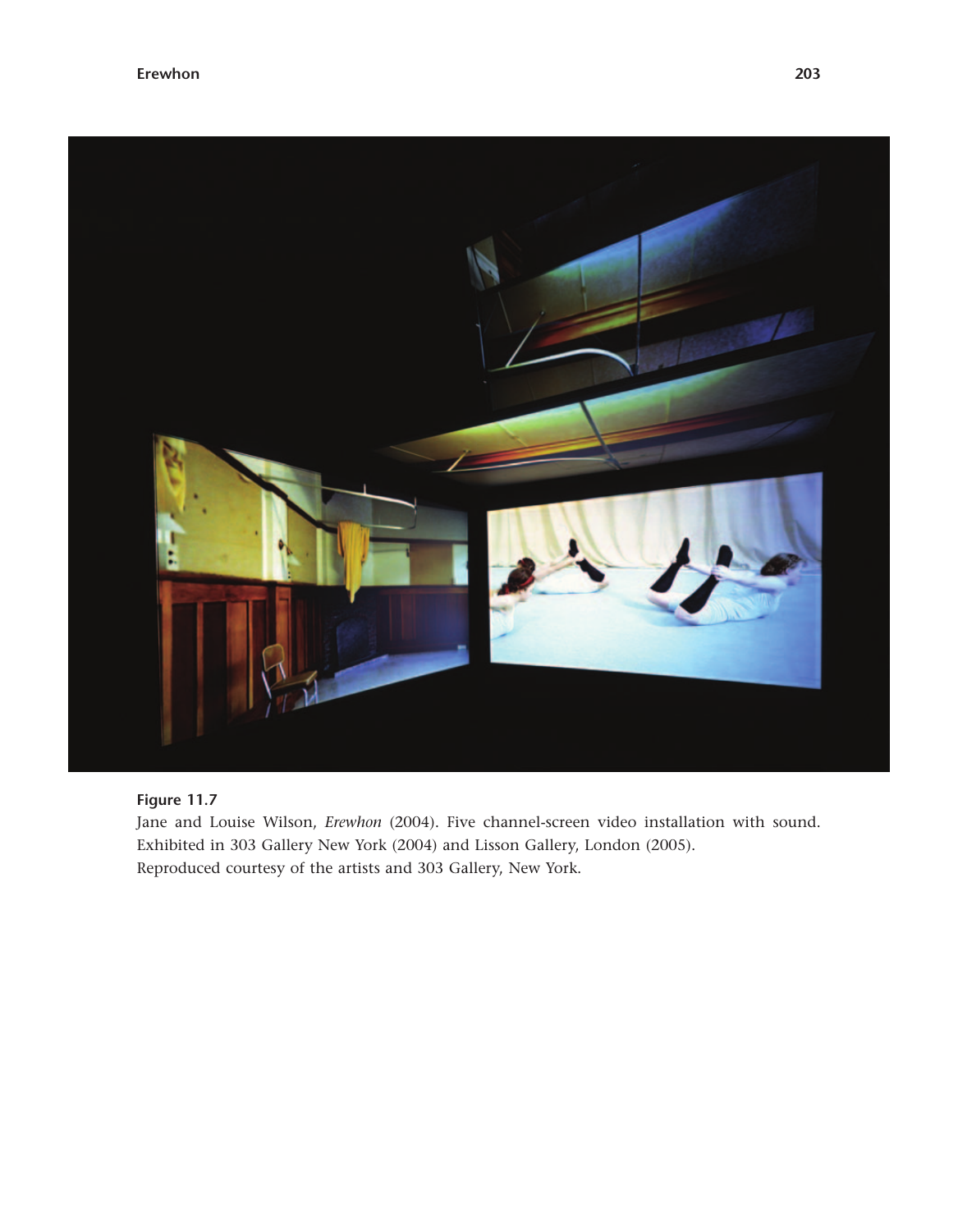**Figure 11.7**

Jane and Louise Wilson, *Erewhon* (2004). Five channel-screen video installation with sound. Exhibited in 303 Gallery New York (2004) and Lisson Gallery, London (2005).
Reproduced courtesy of the artists and 303 Gallery, New York.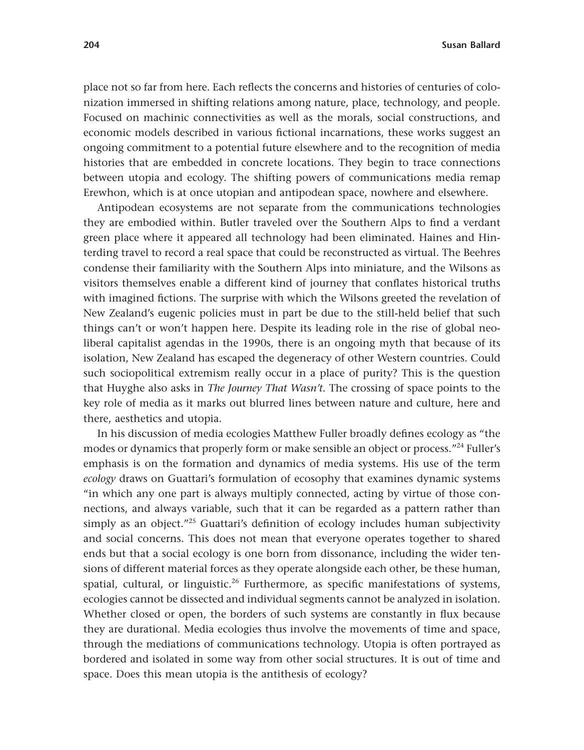place not so far from here. Each reflects the concerns and histories of centuries of colonization immersed in shifting relations among nature, place, technology, and people. Focused on machinic connectivities as well as the morals, social constructions, and economic models described in various fictional incarnations, these works suggest an ongoing commitment to a potential future elsewhere and to the recognition of media histories that are embedded in concrete locations. They begin to trace connections between utopia and ecology. The shifting powers of communications media remap Erewhon, which is at once utopian and antipodean space, nowhere and elsewhere.

Antipodean ecosystems are not separate from the communications technologies they are embodied within. Butler traveled over the Southern Alps to find a verdant green place where it appeared all technology had been eliminated. Haines and Hinterding travel to record a real space that could be reconstructed as virtual. The Beehres condense their familiarity with the Southern Alps into miniature, and the Wilsons as visitors themselves enable a different kind of journey that conflates historical truths with imagined fictions. The surprise with which the Wilsons greeted the revelation of New Zealand's eugenic policies must in part be due to the still-held belief that such things can't or won't happen here. Despite its leading role in the rise of global neoliberal capitalist agendas in the 1990s, there is an ongoing myth that because of its isolation, New Zealand has escaped the degeneracy of other Western countries. Could such sociopolitical extremism really occur in a place of purity? This is the question that Huyghe also asks in *The Journey That Wasn't*. The crossing of space points to the key role of media as it marks out blurred lines between nature and culture, here and there, aesthetics and utopia.

In his discussion of media ecologies Matthew Fuller broadly defines ecology as "the modes or dynamics that properly form or make sensible an object or process."[24] Fuller's emphasis is on the formation and dynamics of media systems. His use of the term *ecology* draws on Guattari's formulation of ecosophy that examines dynamic systems "in which any one part is always multiply connected, acting by virtue of those connections, and always variable, such that it can be regarded as a pattern rather than simply as an object."[25] Guattari's definition of ecology includes human subjectivity and social concerns. This does not mean that everyone operates together to shared ends but that a social ecology is one born from dissonance, including the wider tensions of different material forces as they operate alongside each other, be these human, spatial, cultural, or linguistic.[26] Furthermore, as specific manifestations of systems, ecologies cannot be dissected and individual segments cannot be analyzed in isolation. Whether closed or open, the borders of such systems are constantly in flux because they are durational. Media ecologies thus involve the movements of time and space, through the mediations of communications technology. Utopia is often portrayed as bordered and isolated in some way from other social structures. It is out of time and space. Does this mean utopia is the antithesis of ecology?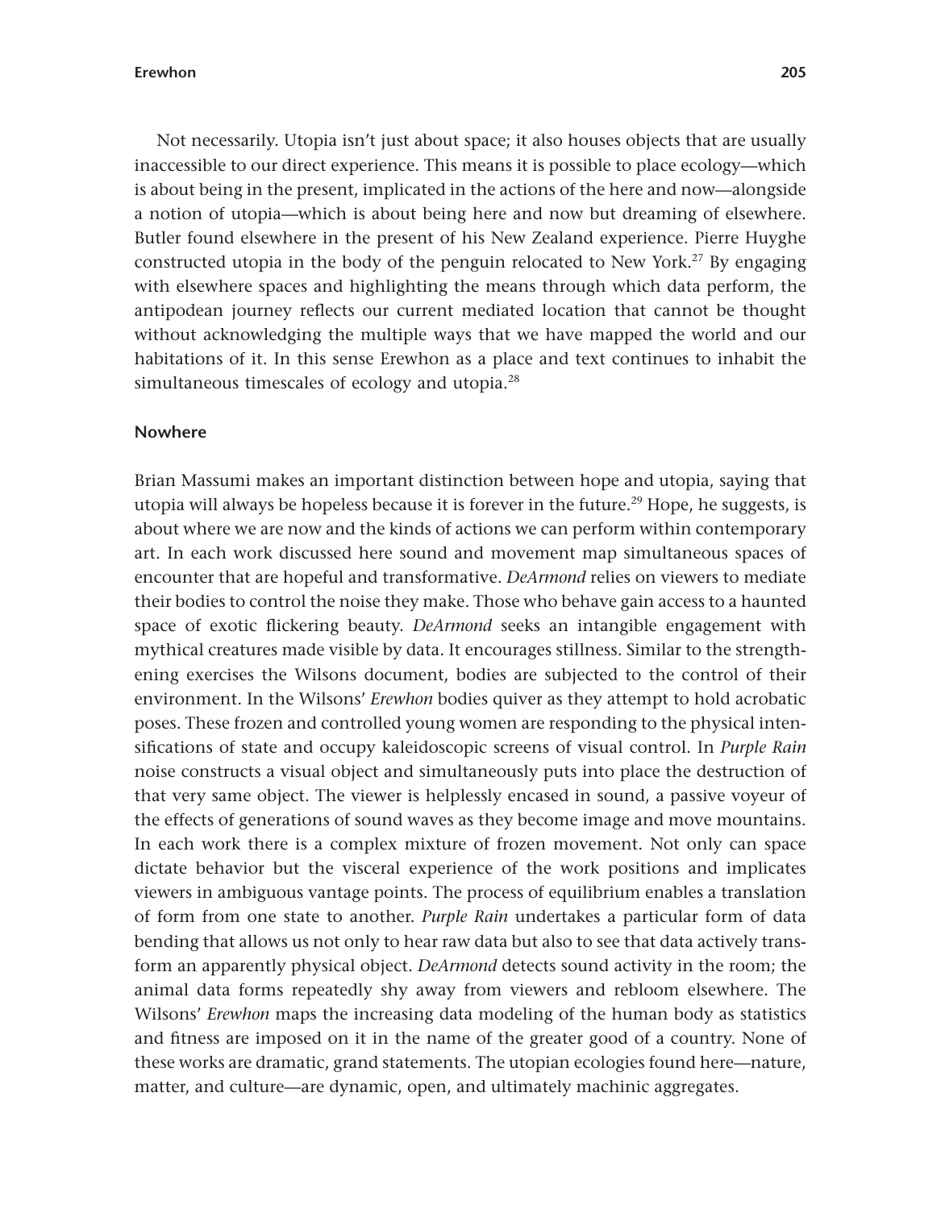Not necessarily. Utopia isn't just about space; it also houses objects that are usually inaccessible to our direct experience. This means it is possible to place ecology—which is about being in the present, implicated in the actions of the here and now—alongside a notion of utopia—which is about being here and now but dreaming of elsewhere. Butler found elsewhere in the present of his New Zealand experience. Pierre Huyghe constructed utopia in the body of the penguin relocated to New York.[27] By engaging with elsewhere spaces and highlighting the means through which data perform, the antipodean journey reflects our current mediated location that cannot be thought without acknowledging the multiple ways that we have mapped the world and our habitations of it. In this sense Erewhon as a place and text continues to inhabit the simultaneous timescales of ecology and utopia.[28]

## Nowhere

Brian Massumi makes an important distinction between hope and utopia, saying that utopia will always be hopeless because it is forever in the future.[29] Hope, he suggests, is about where we are now and the kinds of actions we can perform within contemporary art. In each work discussed here sound and movement map simultaneous spaces of encounter that are hopeful and transformative. *DeArmond* relies on viewers to mediate their bodies to control the noise they make. Those who behave gain access to a haunted space of exotic flickering beauty. *DeArmond* seeks an intangible engagement with mythical creatures made visible by data. It encourages stillness. Similar to the strengthening exercises the Wilsons document, bodies are subjected to the control of their environment. In the Wilsons' *Erewhon* bodies quiver as they attempt to hold acrobatic poses. These frozen and controlled young women are responding to the physical intensifications of state and occupy kaleidoscopic screens of visual control. In *Purple Rain* noise constructs a visual object and simultaneously puts into place the destruction of that very same object. The viewer is helplessly encased in sound, a passive voyeur of the effects of generations of sound waves as they become image and move mountains. In each work there is a complex mixture of frozen movement. Not only can space dictate behavior but the visceral experience of the work positions and implicates viewers in ambiguous vantage points. The process of equilibrium enables a translation of form from one state to another. *Purple Rain* undertakes a particular form of data bending that allows us not only to hear raw data but also to see that data actively transform an apparently physical object. *DeArmond* detects sound activity in the room; the animal data forms repeatedly shy away from viewers and rebloom elsewhere. The Wilsons' *Erewhon* maps the increasing data modeling of the human body as statistics and fitness are imposed on it in the name of the greater good of a country. None of these works are dramatic, grand statements. The utopian ecologies found here—nature, matter, and culture—are dynamic, open, and ultimately machinic aggregates.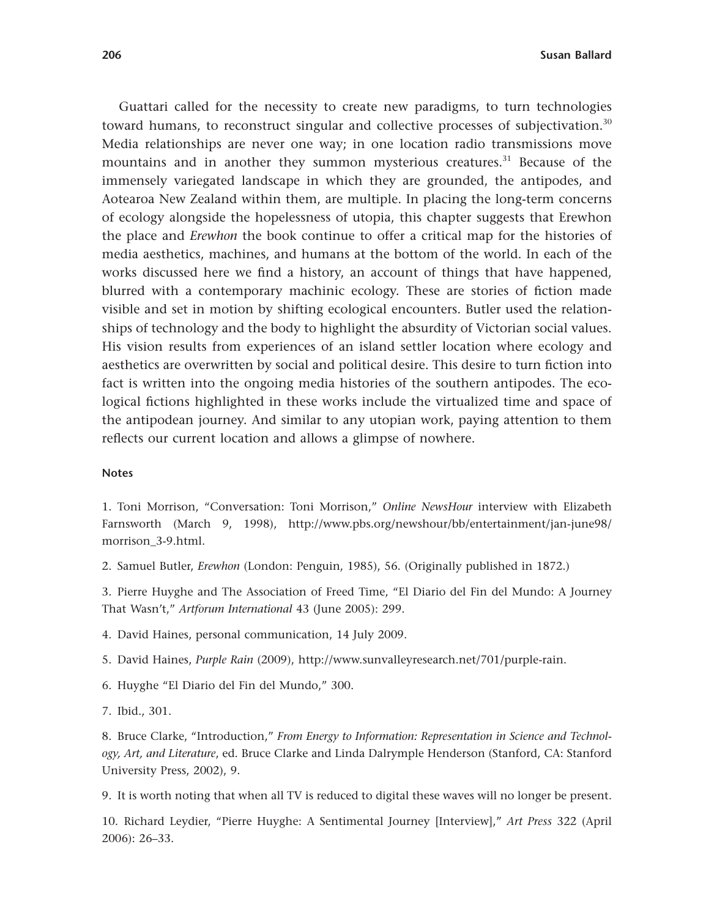Guattari called for the necessity to create new paradigms, to turn technologies toward humans, to reconstruct singular and collective processes of subjectivation.[30] Media relationships are never one way; in one location radio transmissions move mountains and in another they summon mysterious creatures.[31] Because of the immensely variegated landscape in which they are grounded, the antipodes, and Aotearoa New Zealand within them, are multiple. In placing the long-term concerns of ecology alongside the hopelessness of utopia, this chapter suggests that Erewhon the place and *Erewhon* the book continue to offer a critical map for the histories of media aesthetics, machines, and humans at the bottom of the world. In each of the works discussed here we find a history, an account of things that have happened, blurred with a contemporary machinic ecology. These are stories of fiction made visible and set in motion by shifting ecological encounters. Butler used the relationships of technology and the body to highlight the absurdity of Victorian social values. His vision results from experiences of an island settler location where ecology and aesthetics are overwritten by social and political desire. This desire to turn fiction into fact is written into the ongoing media histories of the southern antipodes. The ecological fictions highlighted in these works include the virtualized time and space of the antipodean journey. And similar to any utopian work, paying attention to them reflects our current location and allows a glimpse of nowhere.

#### Notes

1. Toni Morrison, "Conversation: Toni Morrison," *Online NewsHour* interview with Elizabeth Farnsworth (March 9, 1998), http://www.pbs.org/newshour/bb/entertainment/jan-june98/morrison_3-9.html.

2. Samuel Butler, *Erewhon* (London: Penguin, 1985), 56. (Originally published in 1872.)

3. Pierre Huyghe and The Association of Freed Time, "El Diario del Fin del Mundo: A Journey That Wasn't," *Artforum International* 43 (June 2005): 299.

4. David Haines, personal communication, 14 July 2009.

5. David Haines, *Purple Rain* (2009), http://www.sunvalleyresearch.net/701/purple-rain.

6. Huyghe "El Diario del Fin del Mundo," 300.

7. Ibid., 301.

8. Bruce Clarke, "Introduction," *From Energy to Information: Representation in Science and Technology, Art, and Literature*, ed. Bruce Clarke and Linda Dalrymple Henderson (Stanford, CA: Stanford University Press, 2002), 9.

9. It is worth noting that when all TV is reduced to digital these waves will no longer be present.

10. Richard Leydier, "Pierre Huyghe: A Sentimental Journey [Interview]," *Art Press* 322 (April 2006): 26–33.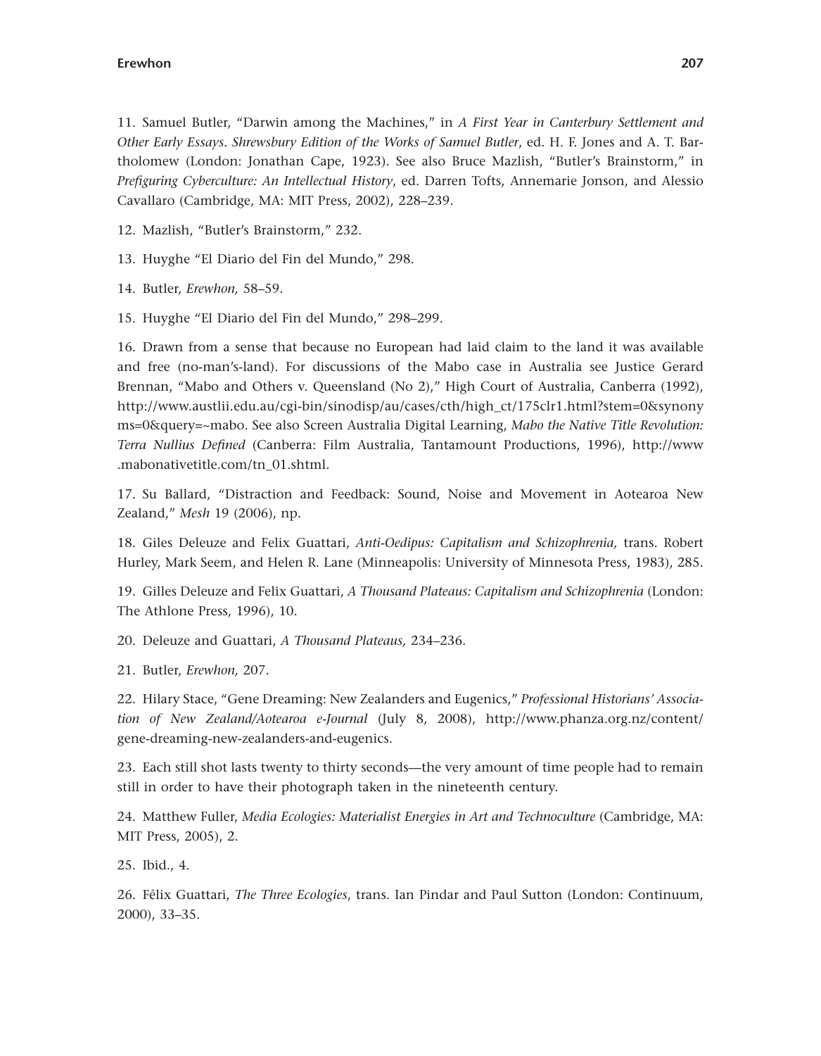11. Samuel Butler, "Darwin among the Machines," in *A First Year in Canterbury Settlement and Other Early Essays*. *Shrewsbury Edition of the Works of Samuel Butler*, ed. H. F. Jones and A. T. Bartholomew (London: Jonathan Cape, 1923). See also Bruce Mazlish, "Butler's Brainstorm," in *Prefiguring Cyberculture: An Intellectual History*, ed. Darren Tofts, Annemarie Jonson, and Alessio Cavallaro (Cambridge, MA: MIT Press, 2002), 228–239.

12. Mazlish, "Butler's Brainstorm," 232.

13. Huyghe "El Diario del Fin del Mundo," 298.

14. Butler, *Erewhon,* 58–59.

15. Huyghe "El Diario del Fin del Mundo," 298–299.

16. Drawn from a sense that because no European had laid claim to the land it was available and free (no-man's-land). For discussions of the Mabo case in Australia see Justice Gerard Brennan, "Mabo and Others v. Queensland (No 2)," High Court of Australia, Canberra (1992), http://www.austlii.edu.au/cgi-bin/sinodisp/au/cases/cth/high_ct/175clr1.html?stem=0&synonyms=0&query=~mabo. See also Screen Australia Digital Learning, *Mabo the Native Title Revolution: Terra Nullius Defined* (Canberra: Film Australia, Tantamount Productions, 1996), http://www.mabonativetitle.com/tn_01.shtml.

17. Su Ballard, "Distraction and Feedback: Sound, Noise and Movement in Aotearoa New Zealand," *Mesh* 19 (2006), np.

18. Giles Deleuze and Felix Guattari, *Anti-Oedipus: Capitalism and Schizophrenia,* trans. Robert Hurley, Mark Seem, and Helen R. Lane (Minneapolis: University of Minnesota Press, 1983), 285.

19. Gilles Deleuze and Felix Guattari, *A Thousand Plateaus: Capitalism and Schizophrenia* (London: The Athlone Press, 1996), 10.

20. Deleuze and Guattari, *A Thousand Plateaus,* 234–236.

21. Butler, *Erewhon,* 207.

22. Hilary Stace, "Gene Dreaming: New Zealanders and Eugenics," *Professional Historians' Association of New Zealand/Aotearoa e-Journal* (July 8, 2008), http://www.phanza.org.nz/content/gene-dreaming-new-zealanders-and-eugenics.

23. Each still shot lasts twenty to thirty seconds—the very amount of time people had to remain still in order to have their photograph taken in the nineteenth century.

24. Matthew Fuller, *Media Ecologies: Materialist Energies in Art and Technoculture* (Cambridge, MA: MIT Press, 2005), 2.

25. Ibid., 4.

26. Félix Guattari, *The Three Ecologies*, trans. Ian Pindar and Paul Sutton (London: Continuum, 2000), 33–35.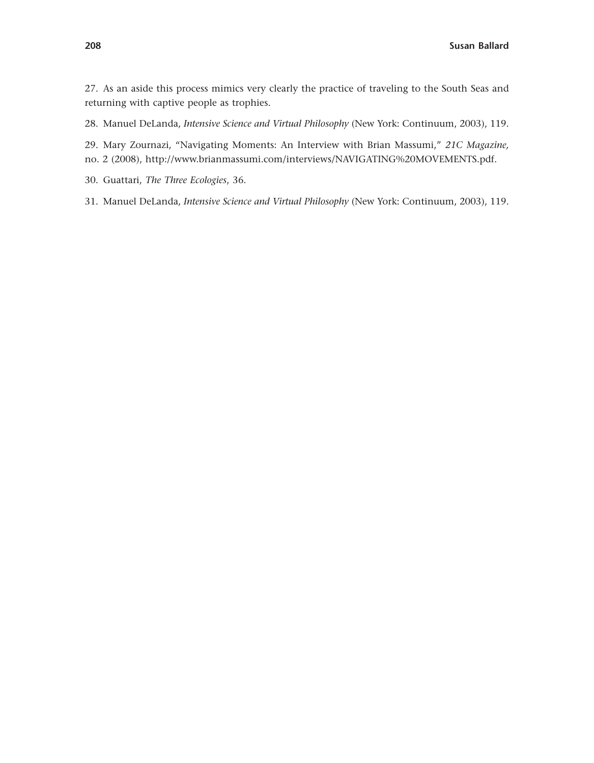27. As an aside this process mimics very clearly the practice of traveling to the South Seas and returning with captive people as trophies.

28. Manuel DeLanda, *Intensive Science and Virtual Philosophy* (New York: Continuum, 2003), 119.

29. Mary Zournazi, "Navigating Moments: An Interview with Brian Massumi," *21C Magazine,* no. 2 (2008), http://www.brianmassumi.com/interviews/NAVIGATING%20MOVEMENTS.pdf.

30. Guattari, *The Three Ecologies*, 36.

31. Manuel DeLanda, *Intensive Science and Virtual Philosophy* (New York: Continuum, 2003), 119.